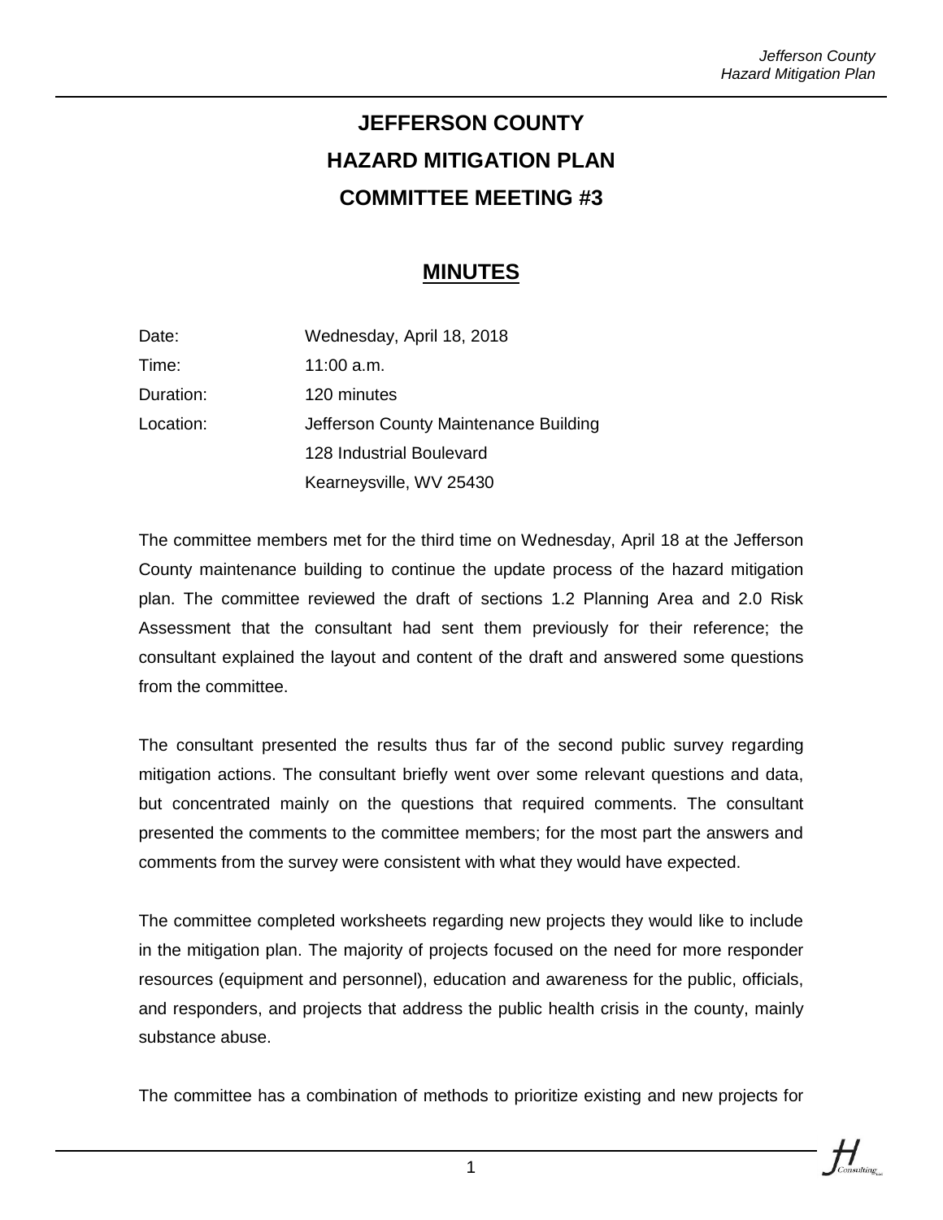# JEFFERSON COUNTY
# HAZARD MITIGATION PLAN
# COMMITTEE MEETING #3

## MINUTES

| | |
|---|---|
| Date: | Wednesday, April 18, 2018 |
| Time: | 11:00 a.m. |
| Duration: | 120 minutes |
| Location: | Jefferson County Maintenance Building |
| | 128 Industrial Boulevard |
| | Kearneysville, WV 25430 |

The committee members met for the third time on Wednesday, April 18 at the Jefferson County maintenance building to continue the update process of the hazard mitigation plan. The committee reviewed the draft of sections 1.2 Planning Area and 2.0 Risk Assessment that the consultant had sent them previously for their reference; the consultant explained the layout and content of the draft and answered some questions from the committee.

The consultant presented the results thus far of the second public survey regarding mitigation actions. The consultant briefly went over some relevant questions and data, but concentrated mainly on the questions that required comments. The consultant presented the comments to the committee members; for the most part the answers and comments from the survey were consistent with what they would have expected.

The committee completed worksheets regarding new projects they would like to include in the mitigation plan. The majority of projects focused on the need for more responder resources (equipment and personnel), education and awareness for the public, officials, and responders, and projects that address the public health crisis in the county, mainly substance abuse.

The committee has a combination of methods to prioritize existing and new projects for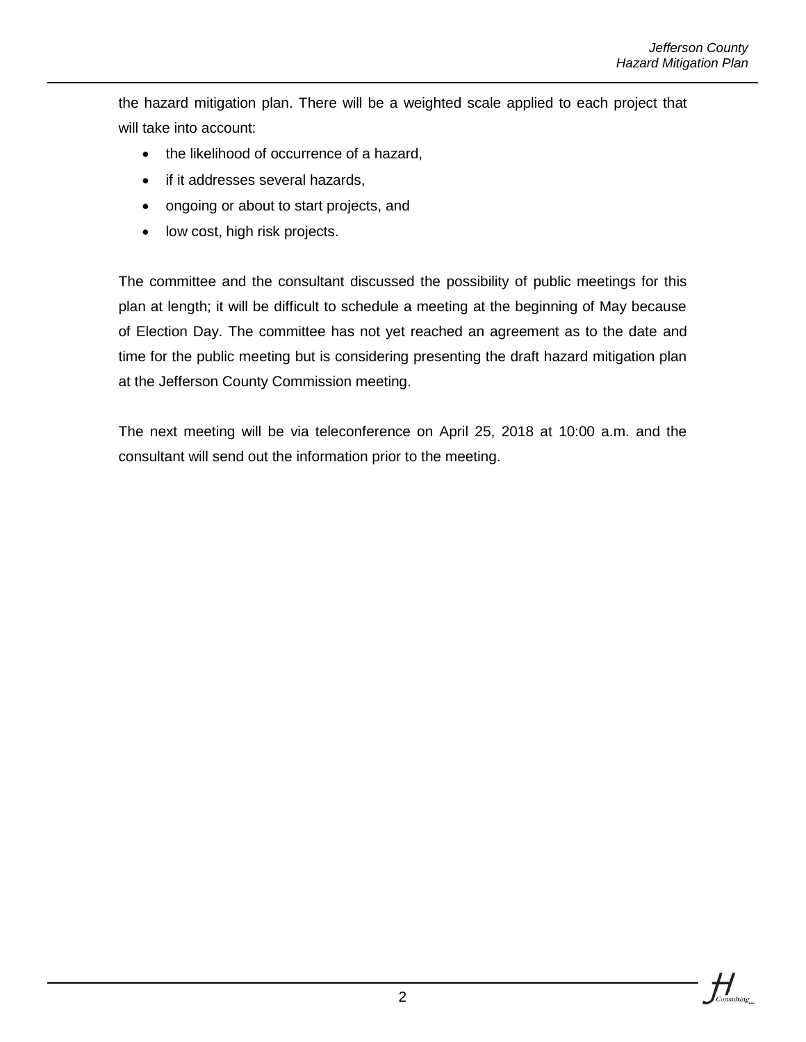the hazard mitigation plan. There will be a weighted scale applied to each project that will take into account:

- the likelihood of occurrence of a hazard,
- if it addresses several hazards,
- ongoing or about to start projects, and
- low cost, high risk projects.

The committee and the consultant discussed the possibility of public meetings for this plan at length; it will be difficult to schedule a meeting at the beginning of May because of Election Day. The committee has not yet reached an agreement as to the date and time for the public meeting but is considering presenting the draft hazard mitigation plan at the Jefferson County Commission meeting.

The next meeting will be via teleconference on April 25, 2018 at 10:00 a.m. and the consultant will send out the information prior to the meeting.